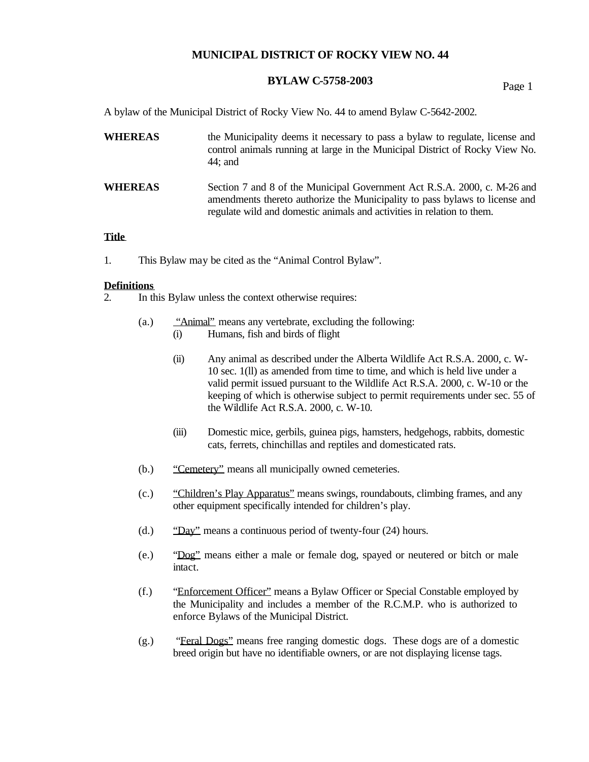# MUNICIPAL DISTRICT OF ROCKY VIEW NO. 44

## BYLAW C-5758-2003

A bylaw of the Municipal District of Rocky View No. 44 to amend Bylaw C-5642-2002.

**WHEREAS** the Municipality deems it necessary to pass a bylaw to regulate, license and control animals running at large in the Municipal District of Rocky View No. 44; and

**WHEREAS** Section 7 and 8 of the Municipal Government Act R.S.A. 2000, c. M-26 and amendments thereto authorize the Municipality to pass bylaws to license and regulate wild and domestic animals and activities in relation to them.

**Title**

1. This Bylaw may be cited as the "Animal Control Bylaw".

**Definitions**

2. In this Bylaw unless the context otherwise requires:

   (a.) "Animal" means any vertebrate, excluding the following:

   (i) Humans, fish and birds of flight

   (ii) Any animal as described under the Alberta Wildlife Act R.S.A. 2000, c. W-10 sec. 1(ll) as amended from time to time, and which is held live under a valid permit issued pursuant to the Wildlife Act R.S.A. 2000, c. W-10 or the keeping of which is otherwise subject to permit requirements under sec. 55 of the Wildlife Act R.S.A. 2000, c. W-10.

   (iii) Domestic mice, gerbils, guinea pigs, hamsters, hedgehogs, rabbits, domestic cats, ferrets, chinchillas and reptiles and domesticated rats.

   (b.) "Cemetery" means all municipally owned cemeteries.

   (c.) "Children's Play Apparatus" means swings, roundabouts, climbing frames, and any other equipment specifically intended for children's play.

   (d.) "Day" means a continuous period of twenty-four (24) hours.

   (e.) "Dog" means either a male or female dog, spayed or neutered or bitch or male intact.

   (f.) "Enforcement Officer" means a Bylaw Officer or Special Constable employed by the Municipality and includes a member of the R.C.M.P. who is authorized to enforce Bylaws of the Municipal District.

   (g.) "Feral Dogs" means free ranging domestic dogs. These dogs are of a domestic breed origin but have no identifiable owners, or are not displaying license tags.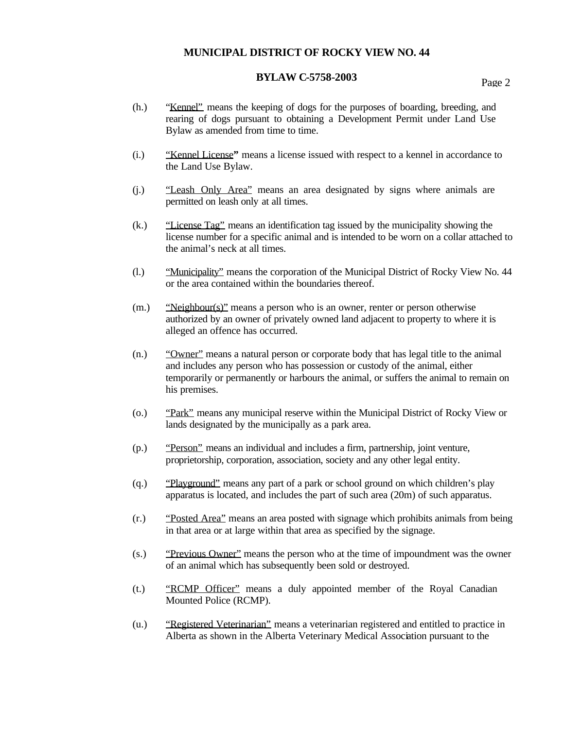(h.) “Kennel” means the keeping of dogs for the purposes of boarding, breeding, and rearing of dogs pursuant to obtaining a Development Permit under Land Use Bylaw as amended from time to time.

(i.) “Kennel License” means a license issued with respect to a kennel in accordance to the Land Use Bylaw.

(j.) “Leash Only Area” means an area designated by signs where animals are permitted on leash only at all times.

(k.) “License Tag” means an identification tag issued by the municipality showing the license number for a specific animal and is intended to be worn on a collar attached to the animal’s neck at all times.

(l.) “Municipality” means the corporation of the Municipal District of Rocky View No. 44 or the area contained within the boundaries thereof.

(m.) “Neighbour(s)” means a person who is an owner, renter or person otherwise authorized by an owner of privately owned land adjacent to property to where it is alleged an offence has occurred.

(n.) “Owner” means a natural person or corporate body that has legal title to the animal and includes any person who has possession or custody of the animal, either temporarily or permanently or harbours the animal, or suffers the animal to remain on his premises.

(o.) “Park” means any municipal reserve within the Municipal District of Rocky View or lands designated by the municipally as a park area.

(p.) “Person” means an individual and includes a firm, partnership, joint venture, proprietorship, corporation, association, society and any other legal entity.

(q.) “Playground” means any part of a park or school ground on which children’s play apparatus is located, and includes the part of such area (20m) of such apparatus.

(r.) “Posted Area” means an area posted with signage which prohibits animals from being in that area or at large within that area as specified by the signage.

(s.) “Previous Owner” means the person who at the time of impoundment was the owner of an animal which has subsequently been sold or destroyed.

(t.) “RCMP Officer” means a duly appointed member of the Royal Canadian Mounted Police (RCMP).

(u.) “Registered Veterinarian” means a veterinarian registered and entitled to practice in Alberta as shown in the Alberta Veterinary Medical Association pursuant to the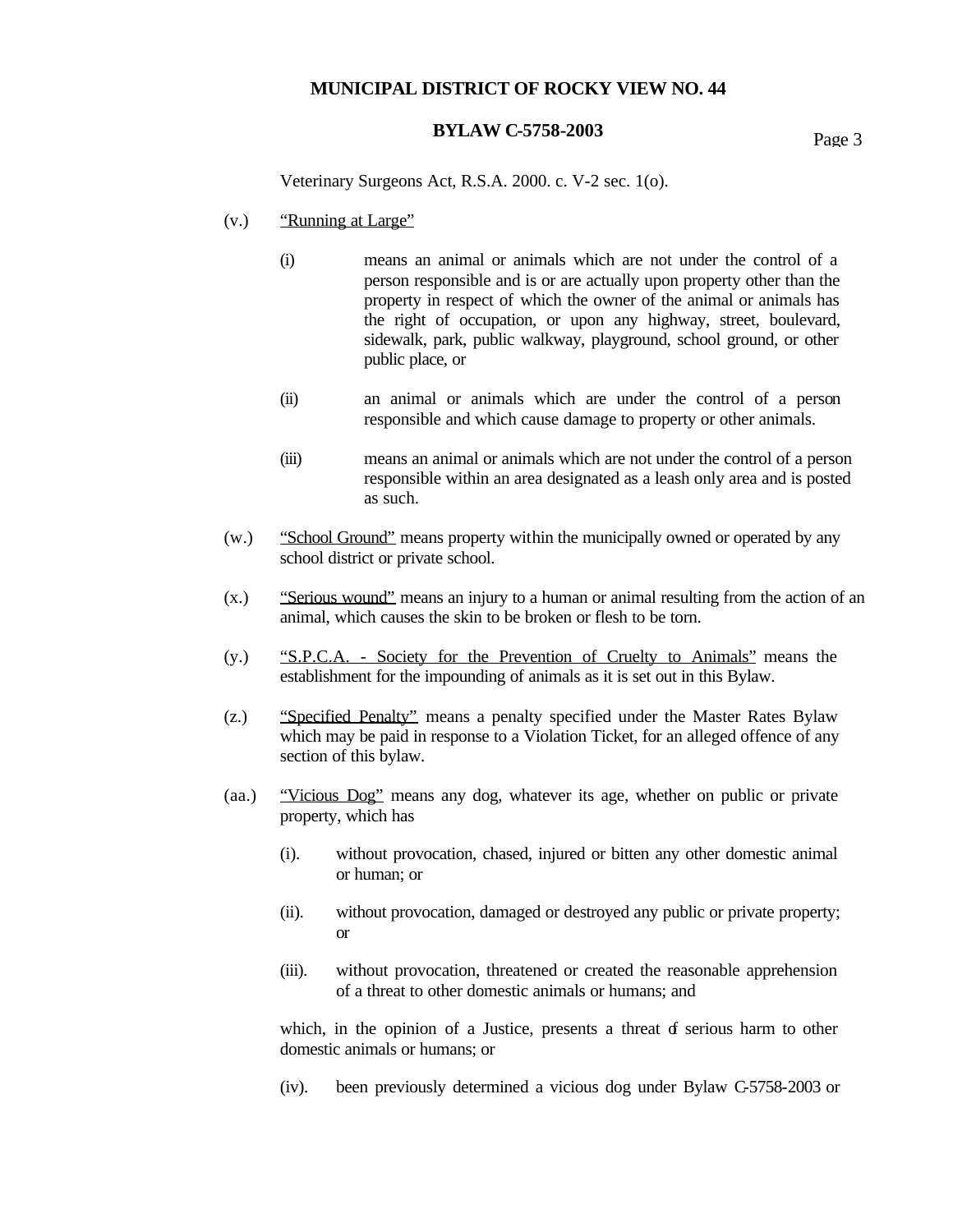Veterinary Surgeons Act, R.S.A. 2000. c. V-2 sec. 1(o).

(v.) <u>"Running at Large"</u>

(i) means an animal or animals which are not under the control of a person responsible and is or are actually upon property other than the property in respect of which the owner of the animal or animals has the right of occupation, or upon any highway, street, boulevard, sidewalk, park, public walkway, playground, school ground, or other public place, or

(ii) an animal or animals which are under the control of a person responsible and which cause damage to property or other animals.

(iii) means an animal or animals which are not under the control of a person responsible within an area designated as a leash only area and is posted as such.

(w.) <u>"School Ground"</u> means property within the municipally owned or operated by any school district or private school.

(x.) <u>"Serious wound"</u> means an injury to a human or animal resulting from the action of an animal, which causes the skin to be broken or flesh to be torn.

(y.) <u>"S.P.C.A. - Society for the Prevention of Cruelty to Animals"</u> means the establishment for the impounding of animals as it is set out in this Bylaw.

(z.) <u>"Specified Penalty"</u> means a penalty specified under the Master Rates Bylaw which may be paid in response to a Violation Ticket, for an alleged offence of any section of this bylaw.

(aa.) <u>"Vicious Dog"</u> means any dog, whatever its age, whether on public or private property, which has

(i). without provocation, chased, injured or bitten any other domestic animal or human; or

(ii). without provocation, damaged or destroyed any public or private property; or

(iii). without provocation, threatened or created the reasonable apprehension of a threat to other domestic animals or humans; and

which, in the opinion of a Justice, presents a threat of serious harm to other domestic animals or humans; or

(iv). been previously determined a vicious dog under Bylaw C-5758-2003 or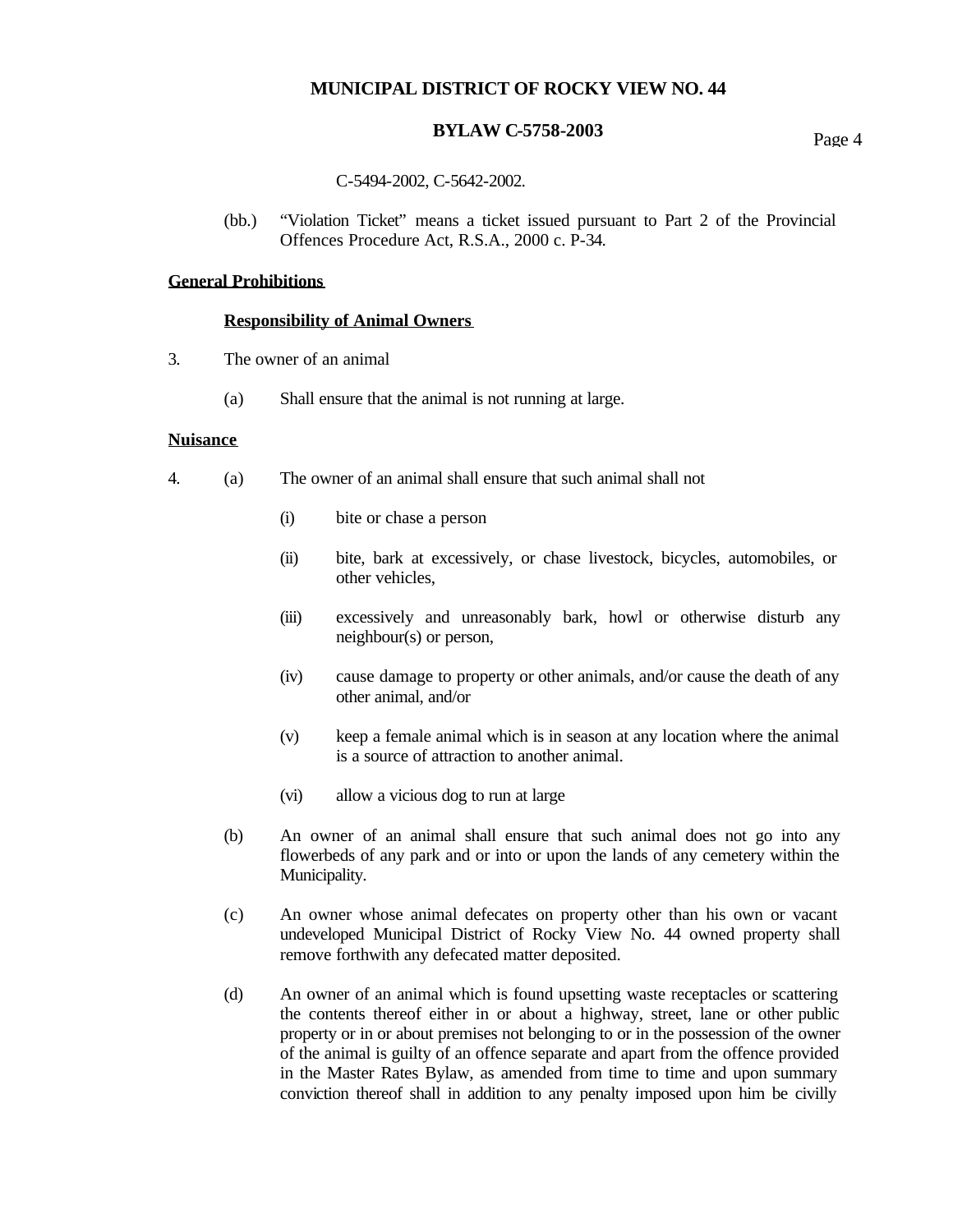C-5494-2002, C-5642-2002.

(bb.) "Violation Ticket" means a ticket issued pursuant to Part 2 of the Provincial Offences Procedure Act, R.S.A., 2000 c. P-34.

**General Prohibitions**

**Responsibility of Animal Owners**

3. The owner of an animal

   (a) Shall ensure that the animal is not running at large.

**Nuisance**

4. (a) The owner of an animal shall ensure that such animal shall not

   (i) bite or chase a person

   (ii) bite, bark at excessively, or chase livestock, bicycles, automobiles, or other vehicles,

   (iii) excessively and unreasonably bark, howl or otherwise disturb any neighbour(s) or person,

   (iv) cause damage to property or other animals, and/or cause the death of any other animal, and/or

   (v) keep a female animal which is in season at any location where the animal is a source of attraction to another animal.

   (vi) allow a vicious dog to run at large

   (b) An owner of an animal shall ensure that such animal does not go into any flowerbeds of any park and or into or upon the lands of any cemetery within the Municipality.

   (c) An owner whose animal defecates on property other than his own or vacant undeveloped Municipal District of Rocky View No. 44 owned property shall remove forthwith any defecated matter deposited.

   (d) An owner of an animal which is found upsetting waste receptacles or scattering the contents thereof either in or about a highway, street, lane or other public property or in or about premises not belonging to or in the possession of the owner of the animal is guilty of an offence separate and apart from the offence provided in the Master Rates Bylaw, as amended from time to time and upon summary conviction thereof shall in addition to any penalty imposed upon him be civilly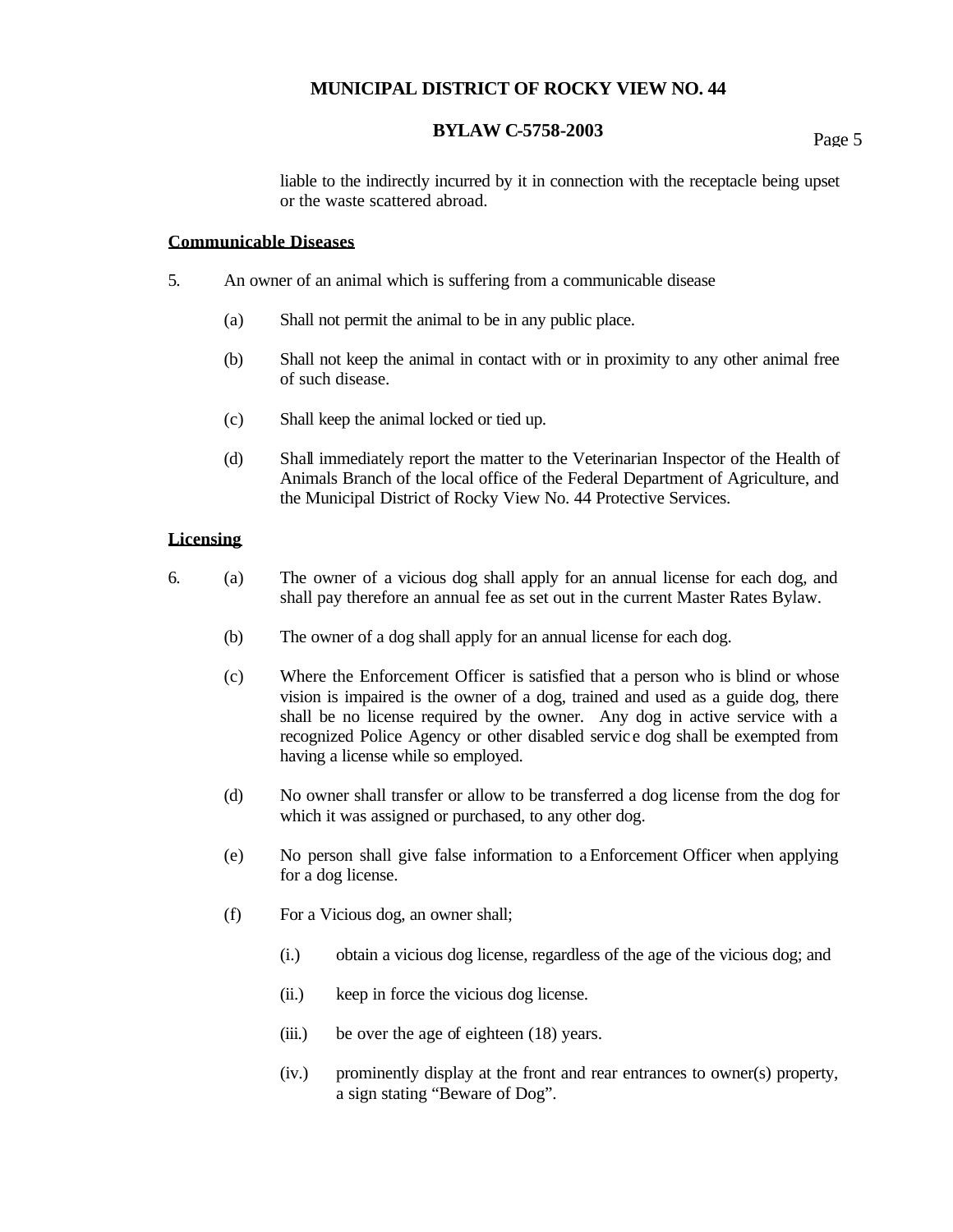liable to the indirectly incurred by it in connection with the receptacle being upset or the waste scattered abroad.

**Communicable Diseases**

5. An owner of an animal which is suffering from a communicable disease

   (a) Shall not permit the animal to be in any public place.

   (b) Shall not keep the animal in contact with or in proximity to any other animal free of such disease.

   (c) Shall keep the animal locked or tied up.

   (d) Shall immediately report the matter to the Veterinarian Inspector of the Health of Animals Branch of the local office of the Federal Department of Agriculture, and the Municipal District of Rocky View No. 44 Protective Services.

**Licensing**

6. (a) The owner of a vicious dog shall apply for an annual license for each dog, and shall pay therefore an annual fee as set out in the current Master Rates Bylaw.

   (b) The owner of a dog shall apply for an annual license for each dog.

   (c) Where the Enforcement Officer is satisfied that a person who is blind or whose vision is impaired is the owner of a dog, trained and used as a guide dog, there shall be no license required by the owner. Any dog in active service with a recognized Police Agency or other disabled service dog shall be exempted from having a license while so employed.

   (d) No owner shall transfer or allow to be transferred a dog license from the dog for which it was assigned or purchased, to any other dog.

   (e) No person shall give false information to a Enforcement Officer when applying for a dog license.

   (f) For a Vicious dog, an owner shall;

      (i.) obtain a vicious dog license, regardless of the age of the vicious dog; and

      (ii.) keep in force the vicious dog license.

      (iii.) be over the age of eighteen (18) years.

      (iv.) prominently display at the front and rear entrances to owner(s) property, a sign stating "Beware of Dog".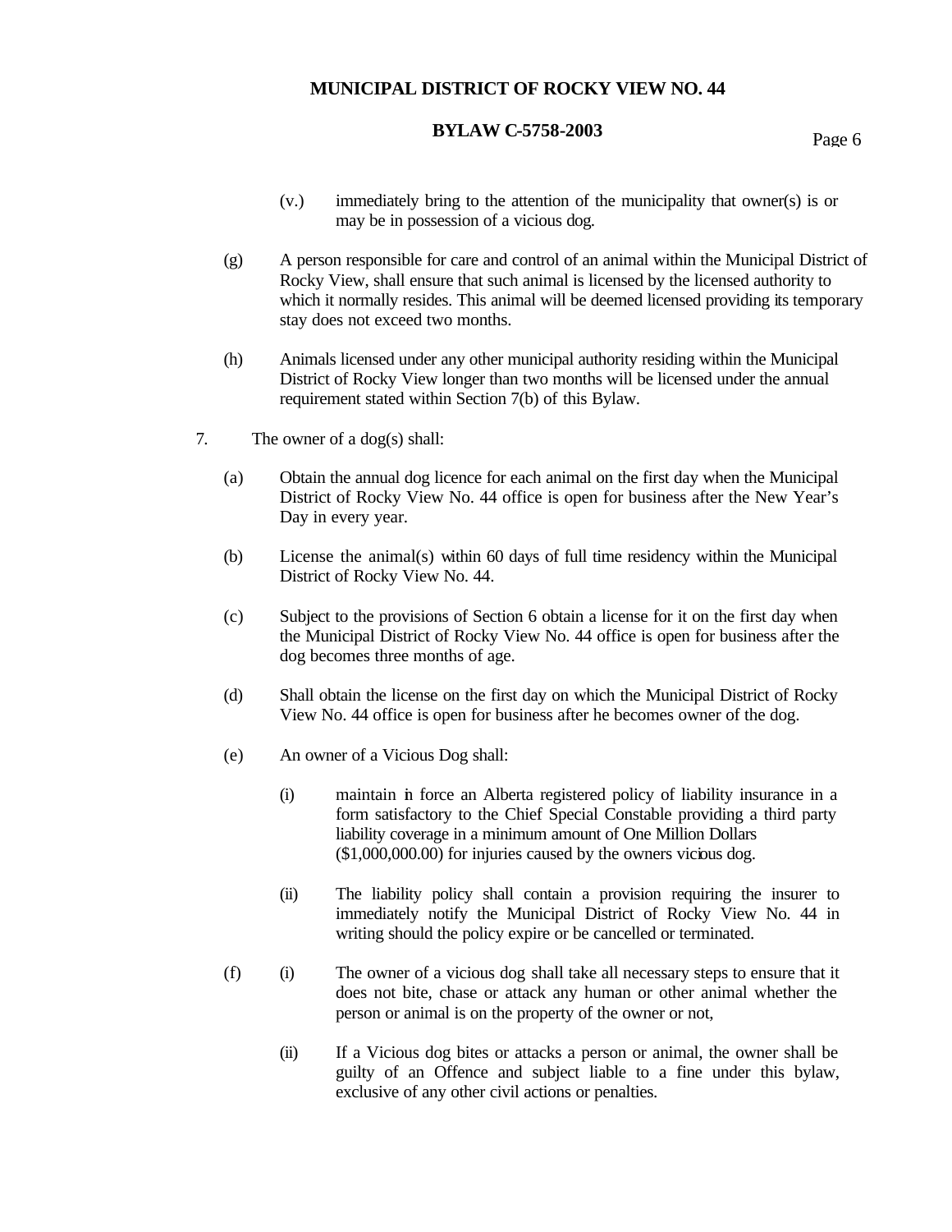(v.) immediately bring to the attention of the municipality that owner(s) is or may be in possession of a vicious dog.

(g) A person responsible for care and control of an animal within the Municipal District of Rocky View, shall ensure that such animal is licensed by the licensed authority to which it normally resides. This animal will be deemed licensed providing its temporary stay does not exceed two months.

(h) Animals licensed under any other municipal authority residing within the Municipal District of Rocky View longer than two months will be licensed under the annual requirement stated within Section 7(b) of this Bylaw.

7. The owner of a dog(s) shall:

(a) Obtain the annual dog licence for each animal on the first day when the Municipal District of Rocky View No. 44 office is open for business after the New Year's Day in every year.

(b) License the animal(s) within 60 days of full time residency within the Municipal District of Rocky View No. 44.

(c) Subject to the provisions of Section 6 obtain a license for it on the first day when the Municipal District of Rocky View No. 44 office is open for business after the dog becomes three months of age.

(d) Shall obtain the license on the first day on which the Municipal District of Rocky View No. 44 office is open for business after he becomes owner of the dog.

(e) An owner of a Vicious Dog shall:

(i) maintain in force an Alberta registered policy of liability insurance in a form satisfactory to the Chief Special Constable providing a third party liability coverage in a minimum amount of One Million Dollars ($1,000,000.00) for injuries caused by the owners vicious dog.

(ii) The liability policy shall contain a provision requiring the insurer to immediately notify the Municipal District of Rocky View No. 44 in writing should the policy expire or be cancelled or terminated.

(f) (i) The owner of a vicious dog shall take all necessary steps to ensure that it does not bite, chase or attack any human or other animal whether the person or animal is on the property of the owner or not,

(ii) If a Vicious dog bites or attacks a person or animal, the owner shall be guilty of an Offence and subject liable to a fine under this bylaw, exclusive of any other civil actions or penalties.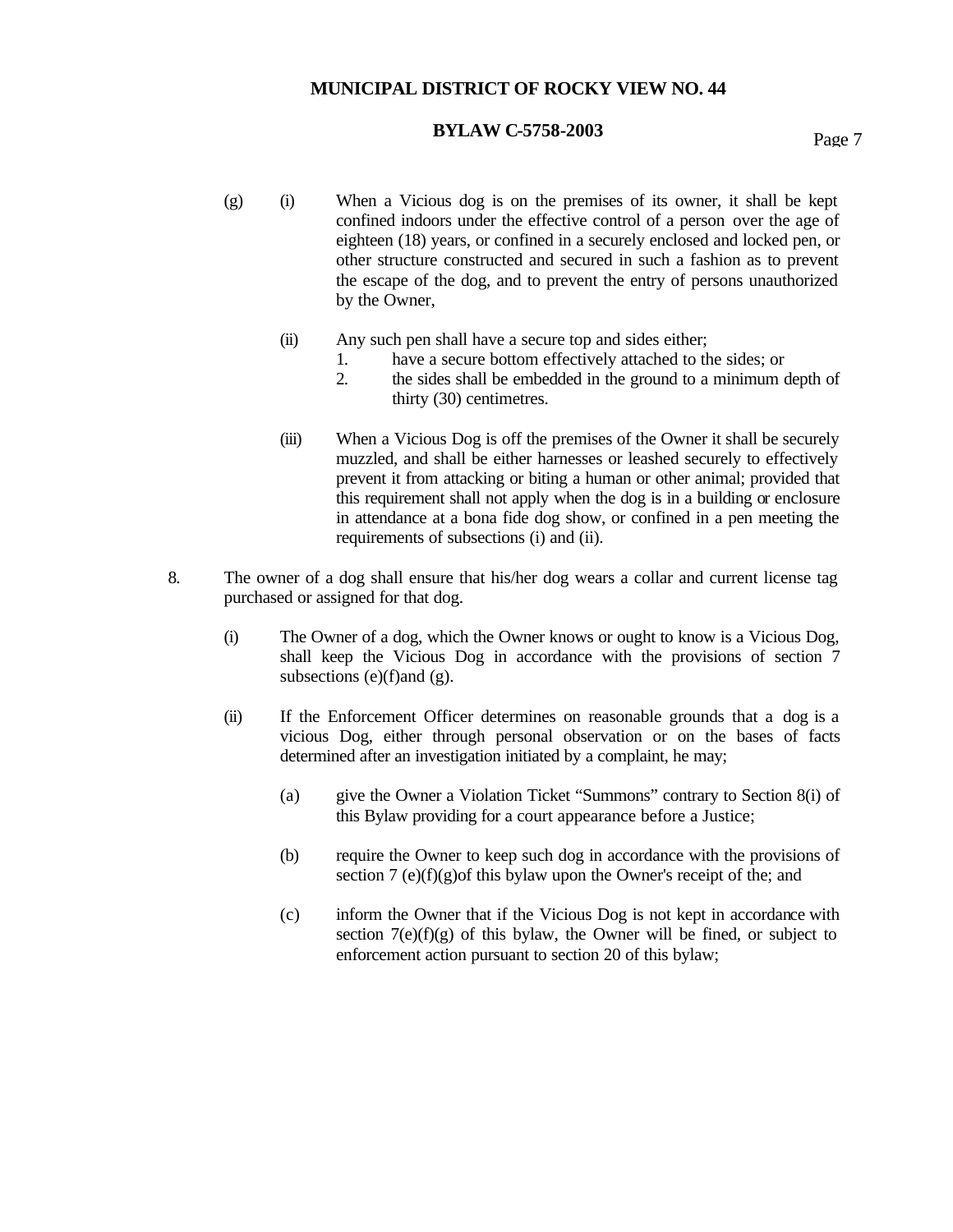(g) (i) When a Vicious dog is on the premises of its owner, it shall be kept confined indoors under the effective control of a person over the age of eighteen (18) years, or confined in a securely enclosed and locked pen, or other structure constructed and secured in such a fashion as to prevent the escape of the dog, and to prevent the entry of persons unauthorized by the Owner,

(ii) Any such pen shall have a secure top and sides either;

1. have a secure bottom effectively attached to the sides; or
2. the sides shall be embedded in the ground to a minimum depth of thirty (30) centimetres.

(iii) When a Vicious Dog is off the premises of the Owner it shall be securely muzzled, and shall be either harnesses or leashed securely to effectively prevent it from attacking or biting a human or other animal; provided that this requirement shall not apply when the dog is in a building or enclosure in attendance at a bona fide dog show, or confined in a pen meeting the requirements of subsections (i) and (ii).

8. The owner of a dog shall ensure that his/her dog wears a collar and current license tag purchased or assigned for that dog.

(i) The Owner of a dog, which the Owner knows or ought to know is a Vicious Dog, shall keep the Vicious Dog in accordance with the provisions of section 7 subsections (e)(f)and (g).

(ii) If the Enforcement Officer determines on reasonable grounds that a dog is a vicious Dog, either through personal observation or on the bases of facts determined after an investigation initiated by a complaint, he may;

(a) give the Owner a Violation Ticket "Summons" contrary to Section 8(i) of this Bylaw providing for a court appearance before a Justice;

(b) require the Owner to keep such dog in accordance with the provisions of section 7 (e)(f)(g)of this bylaw upon the Owner's receipt of the; and

(c) inform the Owner that if the Vicious Dog is not kept in accordance with section 7(e)(f)(g) of this bylaw, the Owner will be fined, or subject to enforcement action pursuant to section 20 of this bylaw;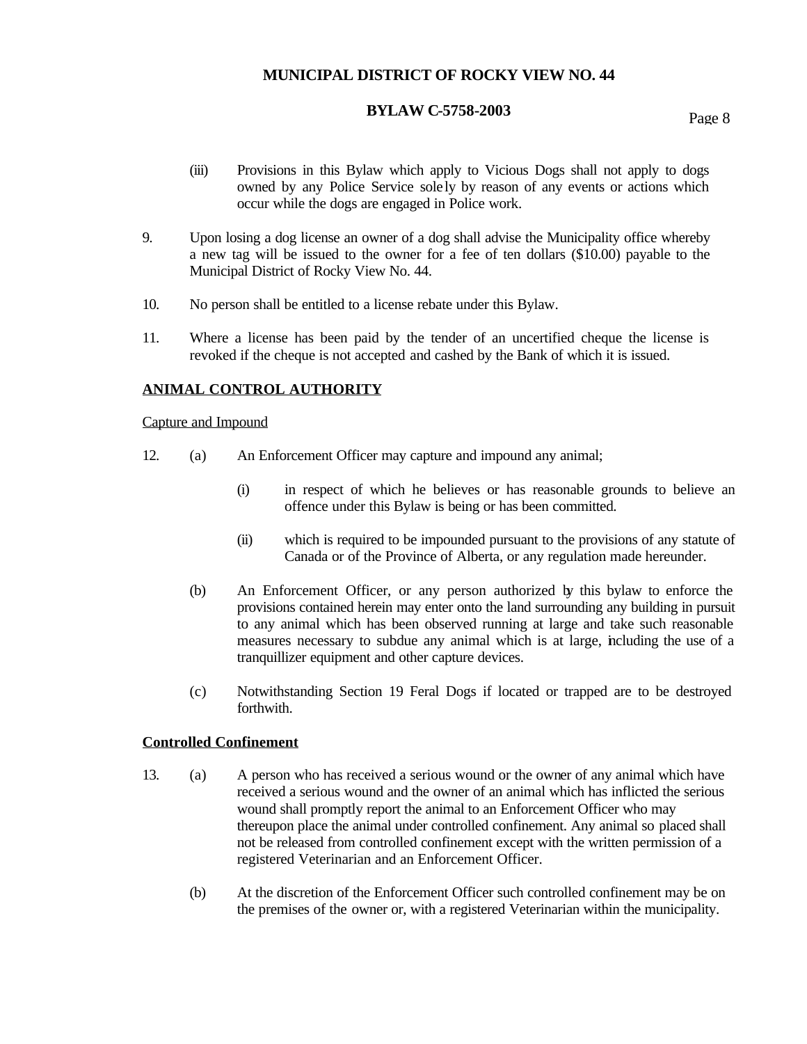(iii) Provisions in this Bylaw which apply to Vicious Dogs shall not apply to dogs owned by any Police Service solely by reason of any events or actions which occur while the dogs are engaged in Police work.

9. Upon losing a dog license an owner of a dog shall advise the Municipality office whereby a new tag will be issued to the owner for a fee of ten dollars ($10.00) payable to the Municipal District of Rocky View No. 44.

10. No person shall be entitled to a license rebate under this Bylaw.

11. Where a license has been paid by the tender of an uncertified cheque the license is revoked if the cheque is not accepted and cashed by the Bank of which it is issued.

## ANIMAL CONTROL AUTHORITY

Capture and Impound

12. (a) An Enforcement Officer may capture and impound any animal;

    (i) in respect of which he believes or has reasonable grounds to believe an offence under this Bylaw is being or has been committed.

    (ii) which is required to be impounded pursuant to the provisions of any statute of Canada or of the Province of Alberta, or any regulation made hereunder.

    (b) An Enforcement Officer, or any person authorized by this bylaw to enforce the provisions contained herein may enter onto the land surrounding any building in pursuit to any animal which has been observed running at large and take such reasonable measures necessary to subdue any animal which is at large, including the use of a tranquillizer equipment and other capture devices.

    (c) Notwithstanding Section 19 Feral Dogs if located or trapped are to be destroyed forthwith.

**Controlled Confinement**

13. (a) A person who has received a serious wound or the owner of any animal which have received a serious wound and the owner of an animal which has inflicted the serious wound shall promptly report the animal to an Enforcement Officer who may thereupon place the animal under controlled confinement. Any animal so placed shall not be released from controlled confinement except with the written permission of a registered Veterinarian and an Enforcement Officer.

    (b) At the discretion of the Enforcement Officer such controlled confinement may be on the premises of the owner or, with a registered Veterinarian within the municipality.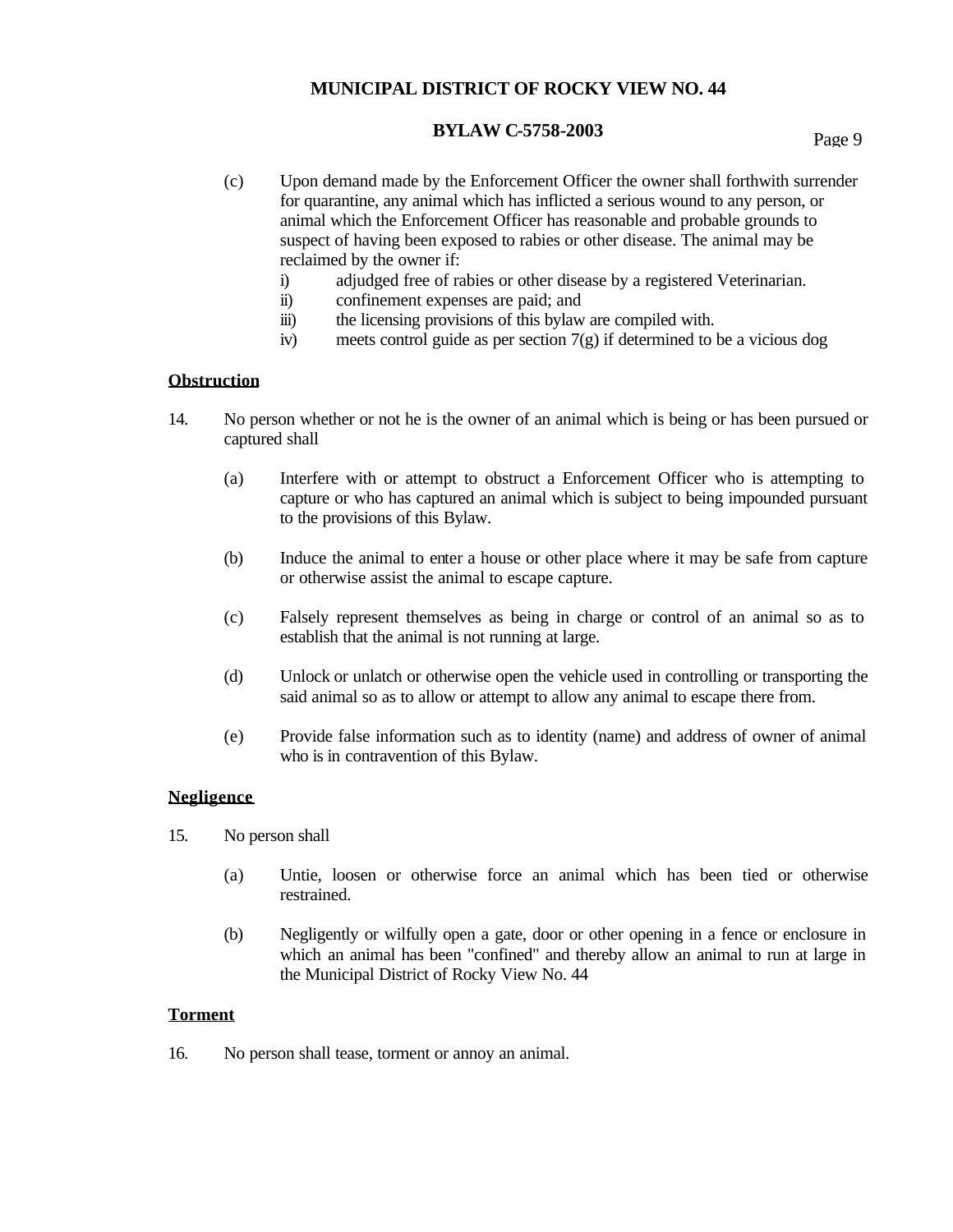(c) Upon demand made by the Enforcement Officer the owner shall forthwith surrender for quarantine, any animal which has inflicted a serious wound to any person, or animal which the Enforcement Officer has reasonable and probable grounds to suspect of having been exposed to rabies or other disease. The animal may be reclaimed by the owner if:

   i) adjudged free of rabies or other disease by a registered Veterinarian.
   ii) confinement expenses are paid; and
   iii) the licensing provisions of this bylaw are compiled with.
   iv) meets control guide as per section 7(g) if determined to be a vicious dog

**Obstruction**

14. No person whether or not he is the owner of an animal which is being or has been pursued or captured shall

   (a) Interfere with or attempt to obstruct a Enforcement Officer who is attempting to capture or who has captured an animal which is subject to being impounded pursuant to the provisions of this Bylaw.

   (b) Induce the animal to enter a house or other place where it may be safe from capture or otherwise assist the animal to escape capture.

   (c) Falsely represent themselves as being in charge or control of an animal so as to establish that the animal is not running at large.

   (d) Unlock or unlatch or otherwise open the vehicle used in controlling or transporting the said animal so as to allow or attempt to allow any animal to escape there from.

   (e) Provide false information such as to identity (name) and address of owner of animal who is in contravention of this Bylaw.

**Negligence**

15. No person shall

   (a) Untie, loosen or otherwise force an animal which has been tied or otherwise restrained.

   (b) Negligently or wilfully open a gate, door or other opening in a fence or enclosure in which an animal has been "confined" and thereby allow an animal to run at large in the Municipal District of Rocky View No. 44

**Torment**

16. No person shall tease, torment or annoy an animal.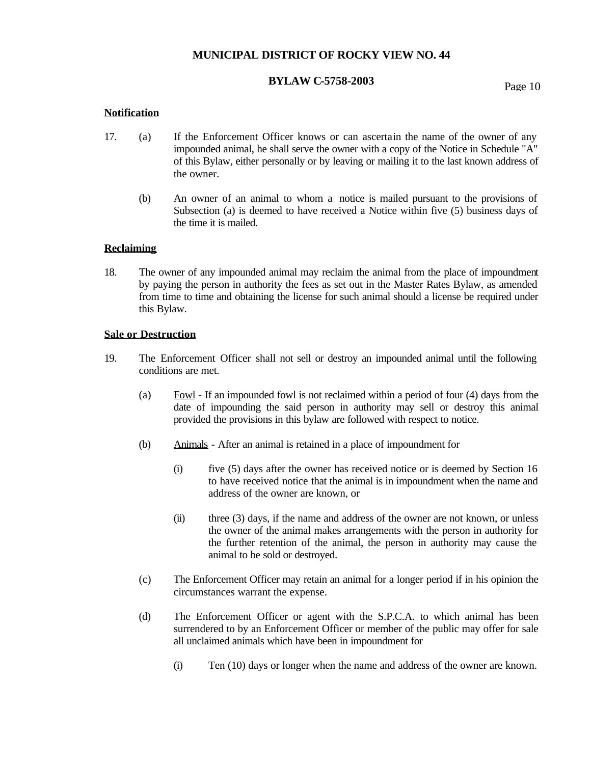## Notification

17. (a) If the Enforcement Officer knows or can ascertain the name of the owner of any impounded animal, he shall serve the owner with a copy of the Notice in Schedule "A" of this Bylaw, either personally or by leaving or mailing it to the last known address of the owner.

    (b) An owner of an animal to whom a notice is mailed pursuant to the provisions of Subsection (a) is deemed to have received a Notice within five (5) business days of the time it is mailed.

## Reclaiming

18. The owner of any impounded animal may reclaim the animal from the place of impoundment by paying the person in authority the fees as set out in the Master Rates Bylaw, as amended from time to time and obtaining the license for such animal should a license be required under this Bylaw.

## Sale or Destruction

19. The Enforcement Officer shall not sell or destroy an impounded animal until the following conditions are met.

    (a) Fowl - If an impounded fowl is not reclaimed within a period of four (4) days from the date of impounding the said person in authority may sell or destroy this animal provided the provisions in this bylaw are followed with respect to notice.

    (b) Animals - After an animal is retained in a place of impoundment for

        (i) five (5) days after the owner has received notice or is deemed by Section 16 to have received notice that the animal is in impoundment when the name and address of the owner are known, or

        (ii) three (3) days, if the name and address of the owner are not known, or unless the owner of the animal makes arrangements with the person in authority for the further retention of the animal, the person in authority may cause the animal to be sold or destroyed.

    (c) The Enforcement Officer may retain an animal for a longer period if in his opinion the circumstances warrant the expense.

    (d) The Enforcement Officer or agent with the S.P.C.A. to which animal has been surrendered to by an Enforcement Officer or member of the public may offer for sale all unclaimed animals which have been in impoundment for

        (i) Ten (10) days or longer when the name and address of the owner are known.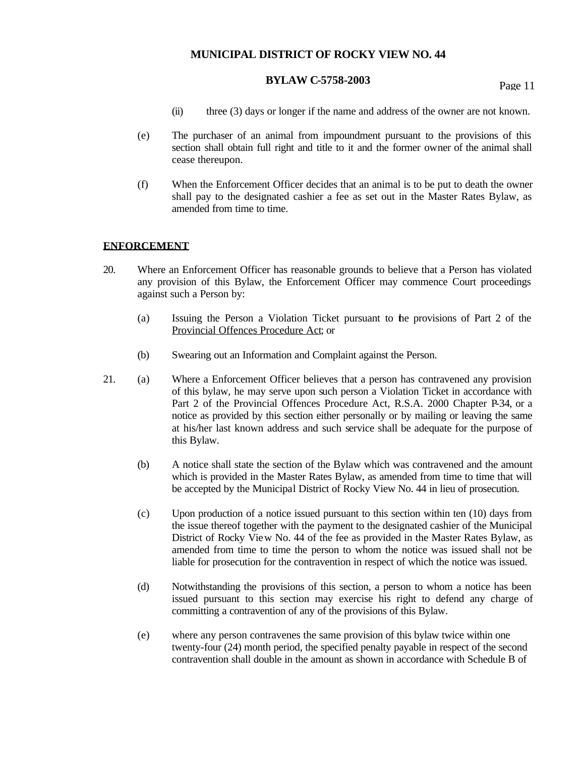(ii) three (3) days or longer if the name and address of the owner are not known.

(e) The purchaser of an animal from impoundment pursuant to the provisions of this section shall obtain full right and title to it and the former owner of the animal shall cease thereupon.

(f) When the Enforcement Officer decides that an animal is to be put to death the owner shall pay to the designated cashier a fee as set out in the Master Rates Bylaw, as amended from time to time.

## ENFORCEMENT

20. Where an Enforcement Officer has reasonable grounds to believe that a Person has violated any provision of this Bylaw, the Enforcement Officer may commence Court proceedings against such a Person by:

    (a) Issuing the Person a Violation Ticket pursuant to the provisions of Part 2 of the Provincial Offences Procedure Act; or

    (b) Swearing out an Information and Complaint against the Person.

21. (a) Where a Enforcement Officer believes that a person has contravened any provision of this bylaw, he may serve upon such person a Violation Ticket in accordance with Part 2 of the Provincial Offences Procedure Act, R.S.A. 2000 Chapter P-34, or a notice as provided by this section either personally or by mailing or leaving the same at his/her last known address and such service shall be adequate for the purpose of this Bylaw.

    (b) A notice shall state the section of the Bylaw which was contravened and the amount which is provided in the Master Rates Bylaw, as amended from time to time that will be accepted by the Municipal District of Rocky View No. 44 in lieu of prosecution.

    (c) Upon production of a notice issued pursuant to this section within ten (10) days from the issue thereof together with the payment to the designated cashier of the Municipal District of Rocky View No. 44 of the fee as provided in the Master Rates Bylaw, as amended from time to time the person to whom the notice was issued shall not be liable for prosecution for the contravention in respect of which the notice was issued.

    (d) Notwithstanding the provisions of this section, a person to whom a notice has been issued pursuant to this section may exercise his right to defend any charge of committing a contravention of any of the provisions of this Bylaw.

    (e) where any person contravenes the same provision of this bylaw twice within one twenty-four (24) month period, the specified penalty payable in respect of the second contravention shall double in the amount as shown in accordance with Schedule B of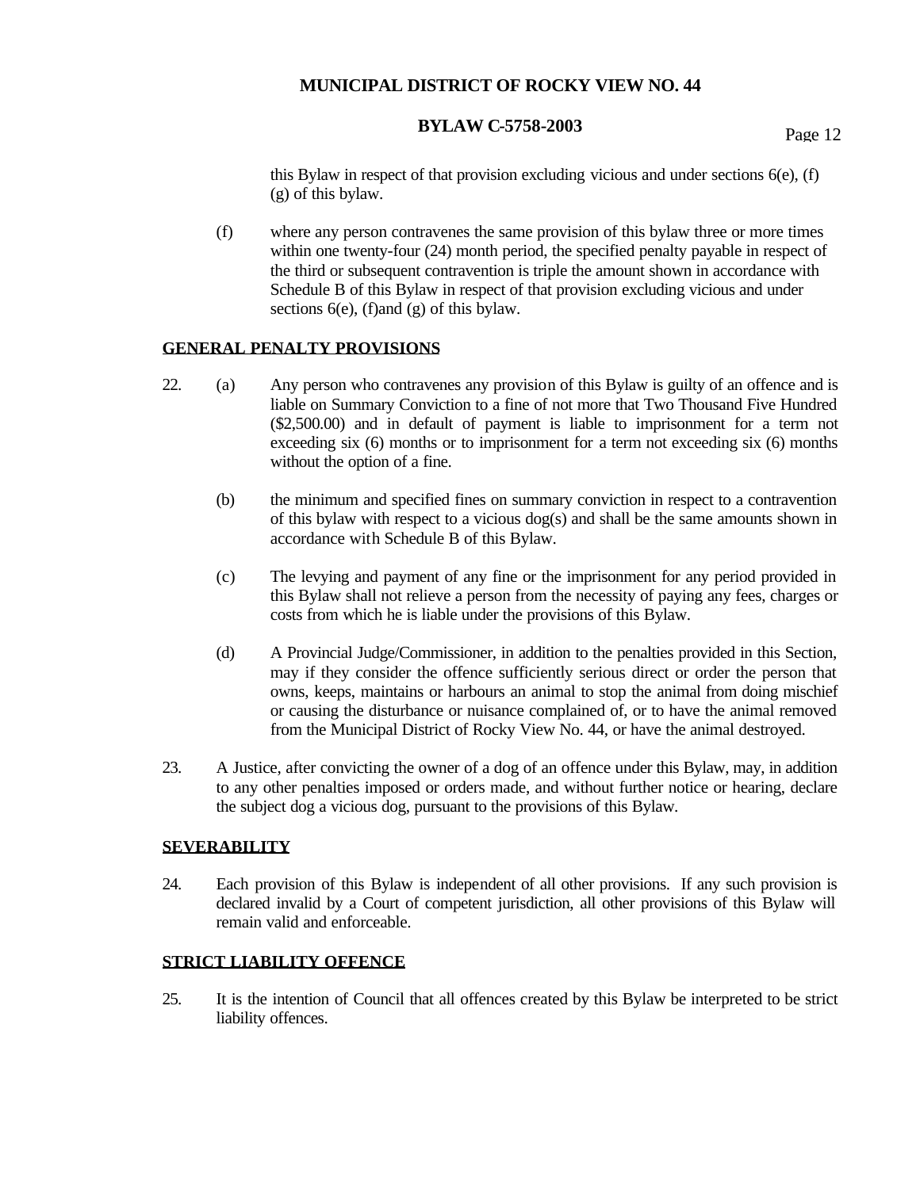this Bylaw in respect of that provision excluding vicious and under sections 6(e), (f) (g) of this bylaw.

(f) where any person contravenes the same provision of this bylaw three or more times within one twenty-four (24) month period, the specified penalty payable in respect of the third or subsequent contravention is triple the amount shown in accordance with Schedule B of this Bylaw in respect of that provision excluding vicious and under sections 6(e), (f)and (g) of this bylaw.

## GENERAL PENALTY PROVISIONS

22. (a) Any person who contravenes any provision of this Bylaw is guilty of an offence and is liable on Summary Conviction to a fine of not more that Two Thousand Five Hundred ($2,500.00) and in default of payment is liable to imprisonment for a term not exceeding six (6) months or to imprisonment for a term not exceeding six (6) months without the option of a fine.

(b) the minimum and specified fines on summary conviction in respect to a contravention of this bylaw with respect to a vicious dog(s) and shall be the same amounts shown in accordance with Schedule B of this Bylaw.

(c) The levying and payment of any fine or the imprisonment for any period provided in this Bylaw shall not relieve a person from the necessity of paying any fees, charges or costs from which he is liable under the provisions of this Bylaw.

(d) A Provincial Judge/Commissioner, in addition to the penalties provided in this Section, may if they consider the offence sufficiently serious direct or order the person that owns, keeps, maintains or harbours an animal to stop the animal from doing mischief or causing the disturbance or nuisance complained of, or to have the animal removed from the Municipal District of Rocky View No. 44, or have the animal destroyed.

23. A Justice, after convicting the owner of a dog of an offence under this Bylaw, may, in addition to any other penalties imposed or orders made, and without further notice or hearing, declare the subject dog a vicious dog, pursuant to the provisions of this Bylaw.

## SEVERABILITY

24. Each provision of this Bylaw is independent of all other provisions. If any such provision is declared invalid by a Court of competent jurisdiction, all other provisions of this Bylaw will remain valid and enforceable.

## STRICT LIABILITY OFFENCE

25. It is the intention of Council that all offences created by this Bylaw be interpreted to be strict liability offences.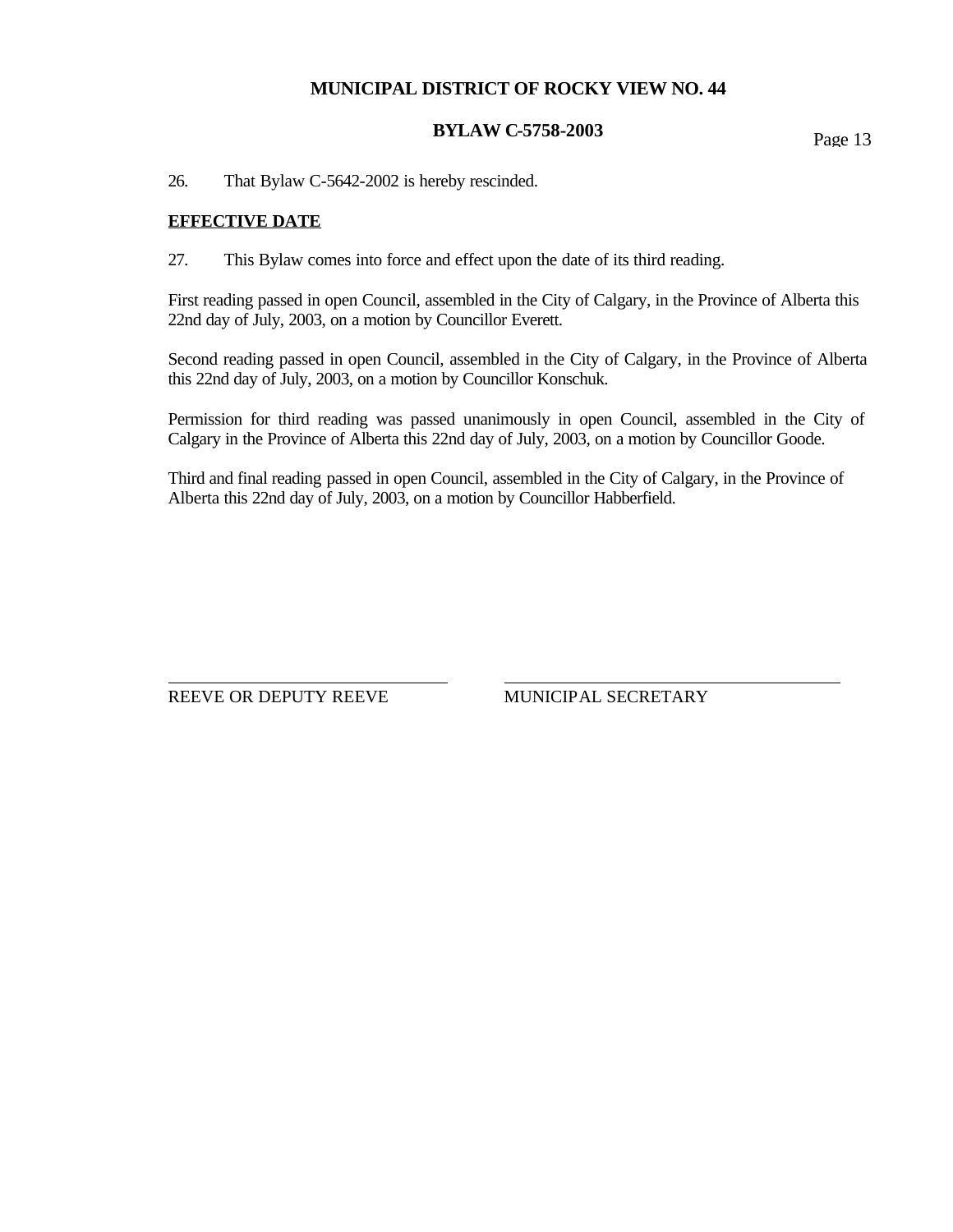26. That Bylaw C-5642-2002 is hereby rescinded.

**EFFECTIVE DATE**

27. This Bylaw comes into force and effect upon the date of its third reading.

First reading passed in open Council, assembled in the City of Calgary, in the Province of Alberta this 22nd day of July, 2003, on a motion by Councillor Everett.

Second reading passed in open Council, assembled in the City of Calgary, in the Province of Alberta this 22nd day of July, 2003, on a motion by Councillor Konschuk.

Permission for third reading was passed unanimously in open Council, assembled in the City of Calgary in the Province of Alberta this 22nd day of July, 2003, on a motion by Councillor Goode.

Third and final reading passed in open Council, assembled in the City of Calgary, in the Province of Alberta this 22nd day of July, 2003, on a motion by Councillor Habberfield.

\_\_\_\_\_\_\_\_\_\_\_\_\_\_\_\_\_\_\_\_\_\_\_\_\_\_\_\_\_\_
REEVE OR DEPUTY REEVE

\_\_\_\_\_\_\_\_\_\_\_\_\_\_\_\_\_\_\_\_\_\_\_\_\_\_\_\_\_\_
MUNICIPAL SECRETARY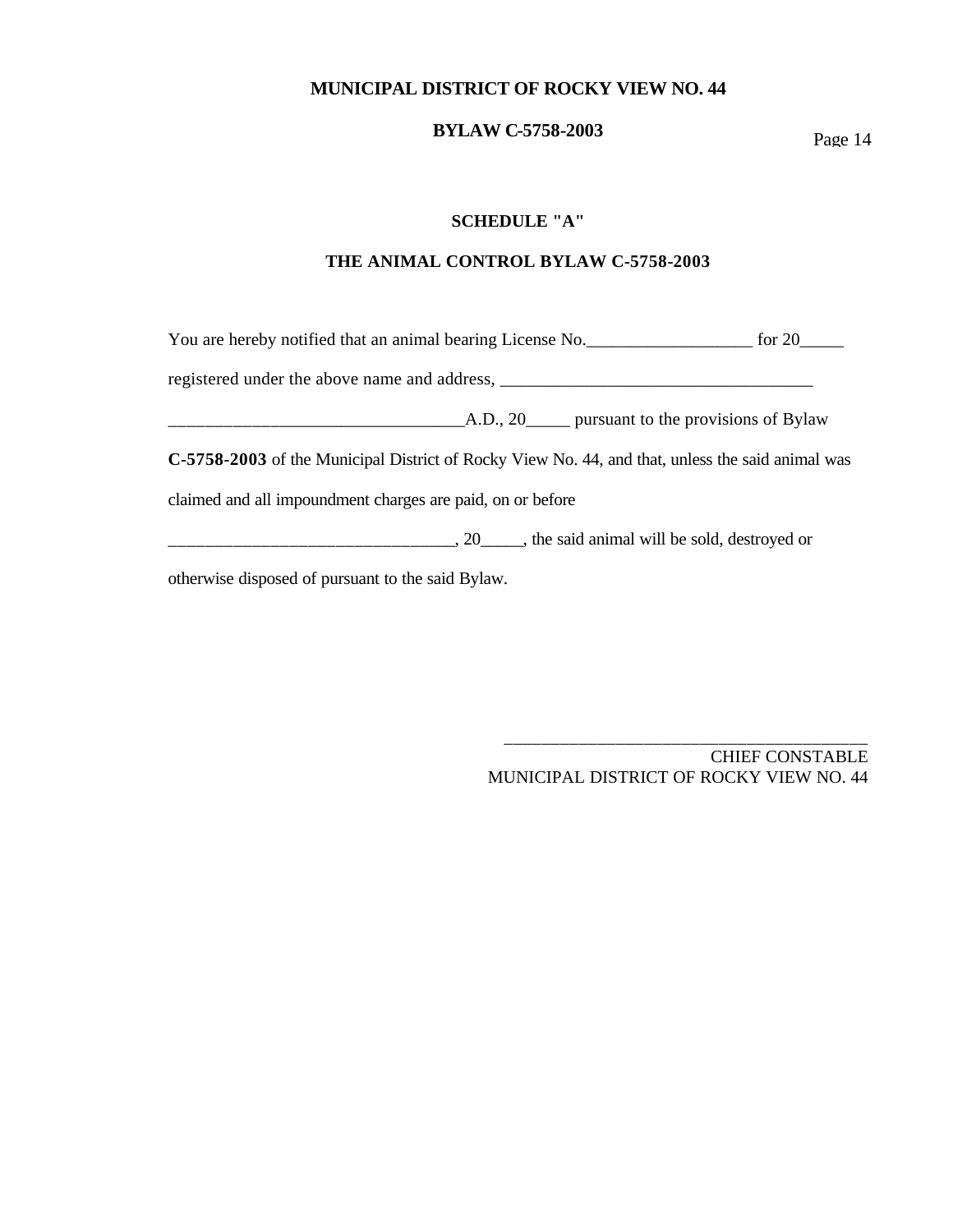**SCHEDULE "A"**

**THE ANIMAL CONTROL BYLAW C-5758-2003**

You are hereby notified that an animal bearing License No.___________________ for 20_____ registered under the above name and address, ___________________________________ _________________________________A.D., 20_____ pursuant to the provisions of Bylaw **C-5758-2003** of the Municipal District of Rocky View No. 44, and that, unless the said animal was claimed and all impoundment charges are paid, on or before _______________________________, 20_____, the said animal will be sold, destroyed or otherwise disposed of pursuant to the said Bylaw.

_________________________________________
CHIEF CONSTABLE
MUNICIPAL DISTRICT OF ROCKY VIEW NO. 44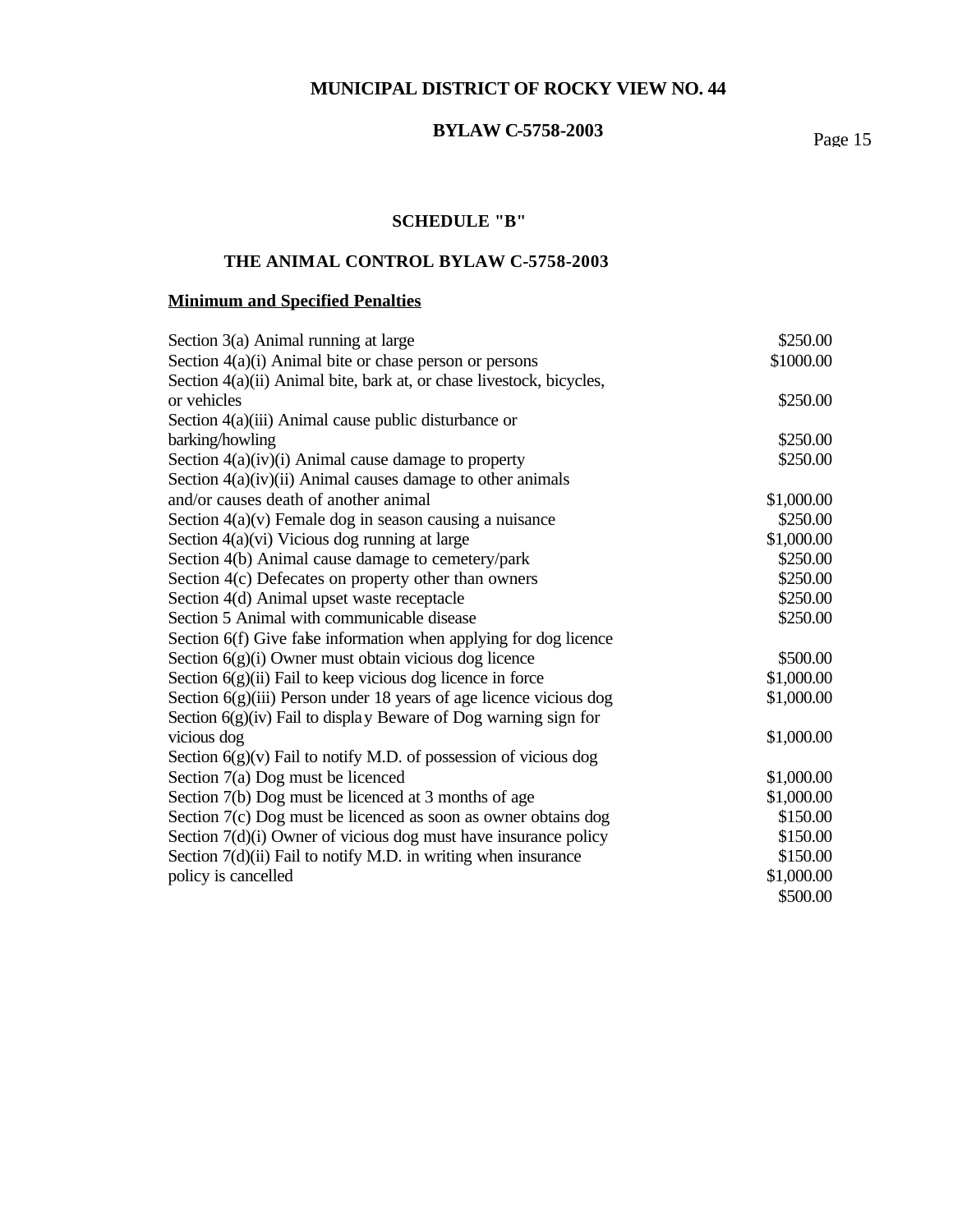# MUNICIPAL DISTRICT OF ROCKY VIEW NO. 44

## BYLAW C-5758-2003

### SCHEDULE "B"

### THE ANIMAL CONTROL BYLAW C-5758-2003

**Minimum and Specified Penalties**

| | |
|---|---|
| Section 3(a) Animal running at large | $250.00 |
| Section 4(a)(i) Animal bite or chase person or persons | $1000.00 |
| Section 4(a)(ii) Animal bite, bark at, or chase livestock, bicycles, | |
| or vehicles | $250.00 |
| Section 4(a)(iii) Animal cause public disturbance or | |
| barking/howling | $250.00 |
| Section 4(a)(iv)(i) Animal cause damage to property | $250.00 |
| Section 4(a)(iv)(ii) Animal causes damage to other animals | |
| and/or causes death of another animal | $1,000.00 |
| Section 4(a)(v) Female dog in season causing a nuisance | $250.00 |
| Section 4(a)(vi) Vicious dog running at large | $1,000.00 |
| Section 4(b) Animal cause damage to cemetery/park | $250.00 |
| Section 4(c) Defecates on property other than owners | $250.00 |
| Section 4(d) Animal upset waste receptacle | $250.00 |
| Section 5 Animal with communicable disease | $250.00 |
| Section 6(f) Give false information when applying for dog licence | |
| Section 6(g)(i) Owner must obtain vicious dog licence | $500.00 |
| Section 6(g)(ii) Fail to keep vicious dog licence in force | $1,000.00 |
| Section 6(g)(iii) Person under 18 years of age licence vicious dog | $1,000.00 |
| Section 6(g)(iv) Fail to display Beware of Dog warning sign for | |
| vicious dog | $1,000.00 |
| Section 6(g)(v) Fail to notify M.D. of possession of vicious dog | |
| Section 7(a) Dog must be licenced | $1,000.00 |
| Section 7(b) Dog must be licenced at 3 months of age | $1,000.00 |
| Section 7(c) Dog must be licenced as soon as owner obtains dog | $150.00 |
| Section 7(d)(i) Owner of vicious dog must have insurance policy | $150.00 |
| Section 7(d)(ii) Fail to notify M.D. in writing when insurance | $150.00 |
| policy is cancelled | $1,000.00 |
| | $500.00 |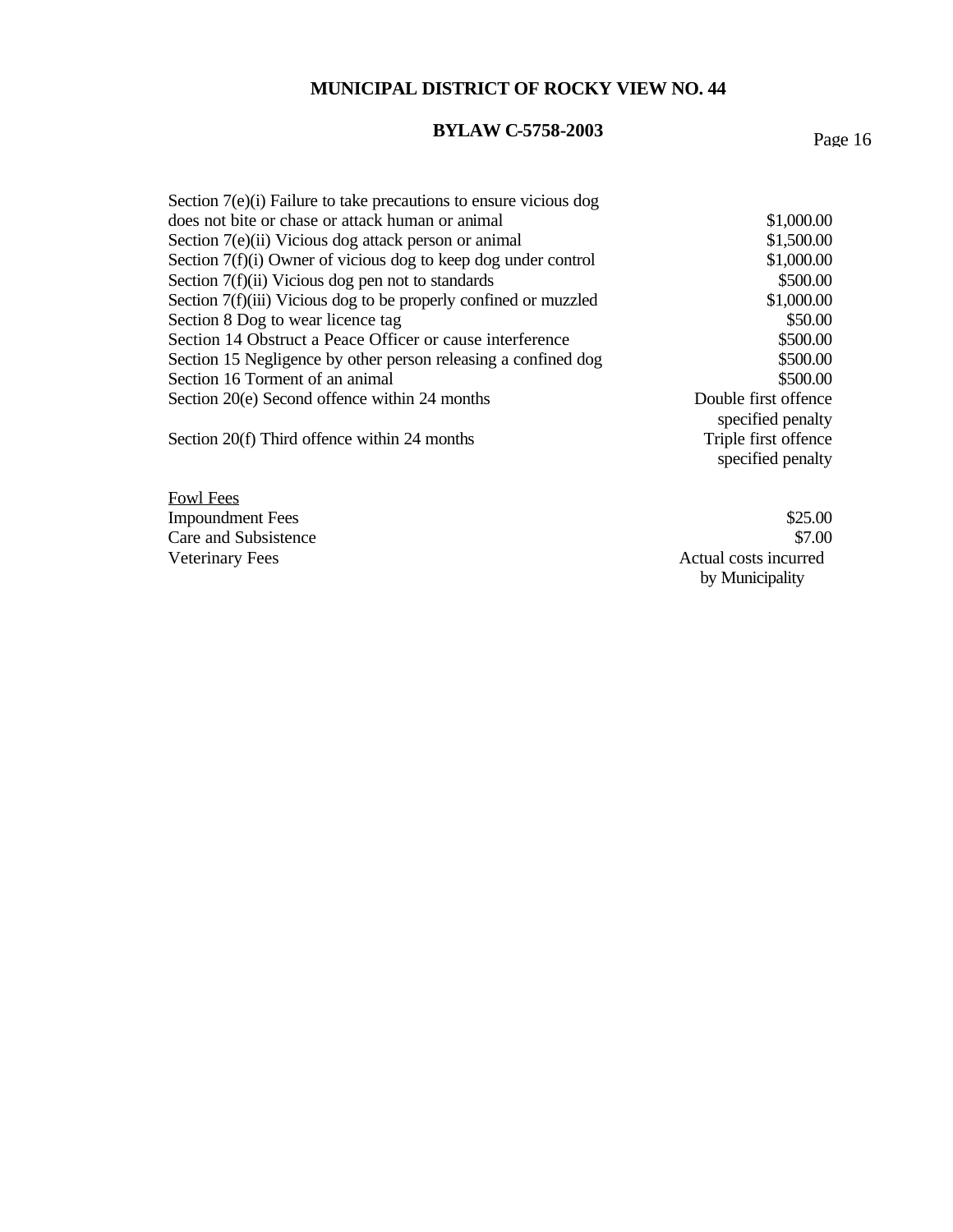| | |
|---|---|
| Section 7(e)(i) Failure to take precautions to ensure vicious dog does not bite or chase or attack human or animal | $1,000.00 |
| Section 7(e)(ii) Vicious dog attack person or animal | $1,500.00 |
| Section 7(f)(i) Owner of vicious dog to keep dog under control | $1,000.00 |
| Section 7(f)(ii) Vicious dog pen not to standards | $500.00 |
| Section 7(f)(iii) Vicious dog to be properly confined or muzzled | $1,000.00 |
| Section 8 Dog to wear licence tag | $50.00 |
| Section 14 Obstruct a Peace Officer or cause interference | $500.00 |
| Section 15 Negligence by other person releasing a confined dog | $500.00 |
| Section 16 Torment of an animal | $500.00 |
| Section 20(e) Second offence within 24 months | Double first offence specified penalty |
| Section 20(f) Third offence within 24 months | Triple first offence specified penalty |

<u>Fowl Fees</u>

| | |
|---|---|
| Impoundment Fees | $25.00 |
| Care and Subsistence | $7.00 |
| Veterinary Fees | Actual costs incurred by Municipality |